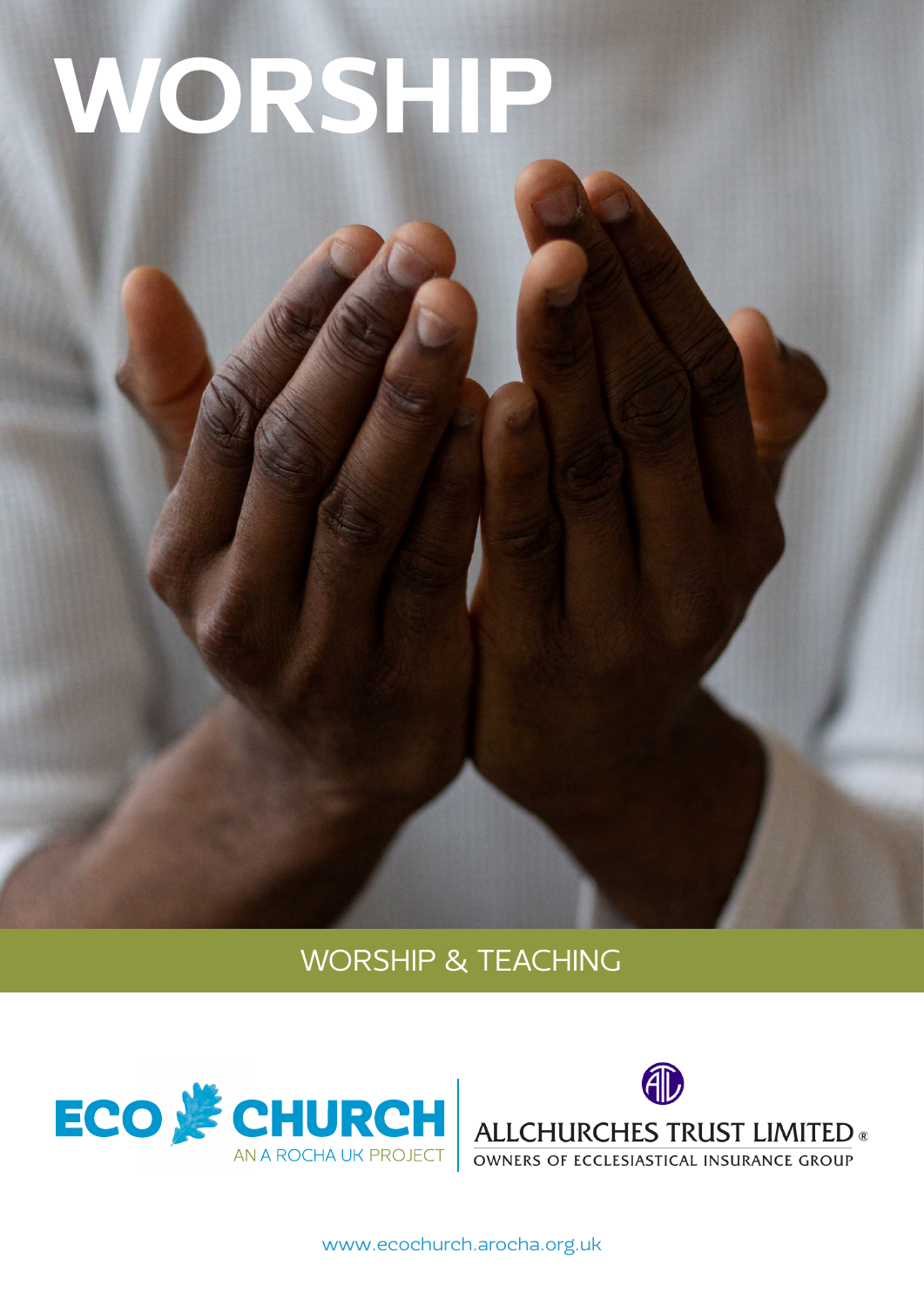# WORSHIP

WORSHIP & TEACHING

ECO CHURCH
AN A ROCHA UK PROJECT

ALLCHURCHES TRUST LIMITED ®
OWNERS OF ECCLESIASTICAL INSURANCE GROUP

www.ecochurch.arocha.org.uk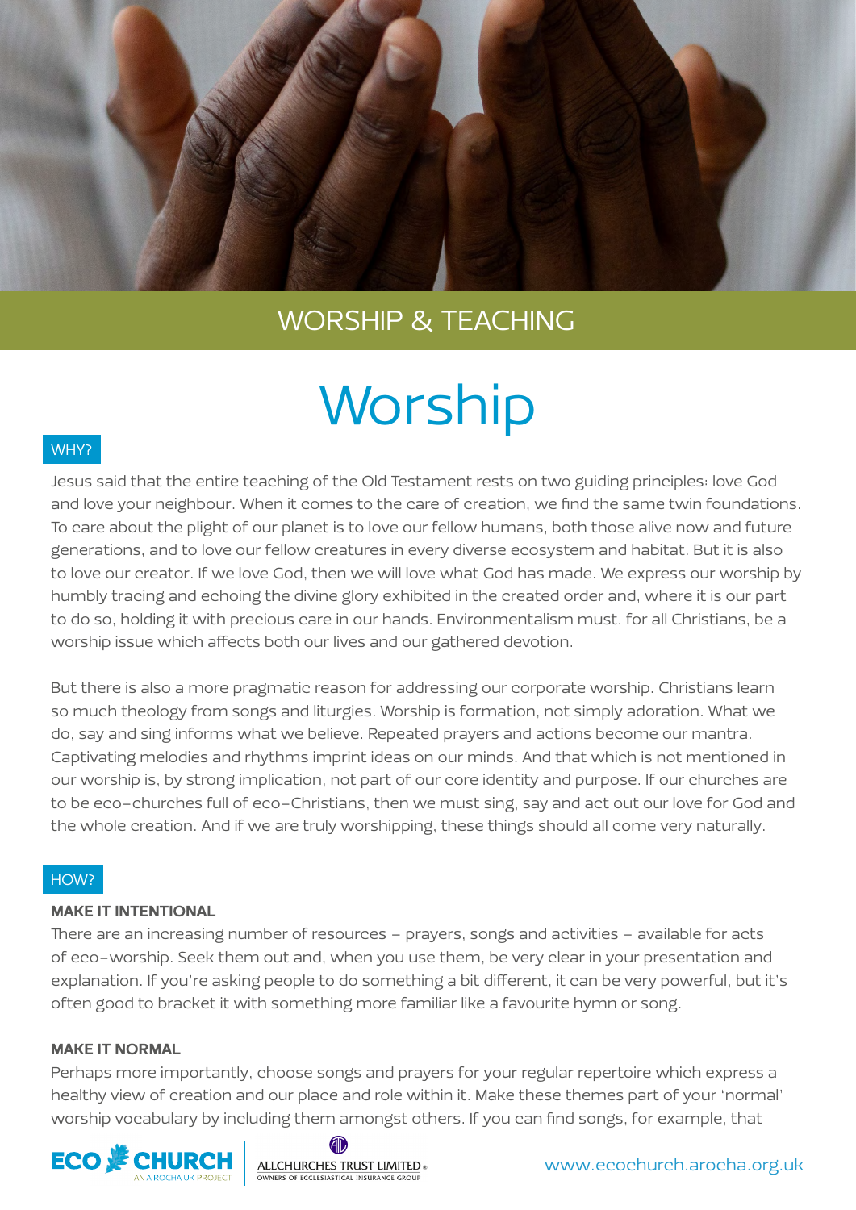WORSHIP & TEACHING

# Worship

## WHY?

Jesus said that the entire teaching of the Old Testament rests on two guiding principles: love God and love your neighbour. When it comes to the care of creation, we find the same twin foundations. To care about the plight of our planet is to love our fellow humans, both those alive now and future generations, and to love our fellow creatures in every diverse ecosystem and habitat. But it is also to love our creator. If we love God, then we will love what God has made. We express our worship by humbly tracing and echoing the divine glory exhibited in the created order and, where it is our part to do so, holding it with precious care in our hands. Environmentalism must, for all Christians, be a worship issue which affects both our lives and our gathered devotion.

But there is also a more pragmatic reason for addressing our corporate worship. Christians learn so much theology from songs and liturgies. Worship is formation, not simply adoration. What we do, say and sing informs what we believe. Repeated prayers and actions become our mantra. Captivating melodies and rhythms imprint ideas on our minds. And that which is not mentioned in our worship is, by strong implication, not part of our core identity and purpose. If our churches are to be eco-churches full of eco-Christians, then we must sing, say and act out our love for God and the whole creation. And if we are truly worshipping, these things should all come very naturally.

## HOW?

**MAKE IT INTENTIONAL**

There are an increasing number of resources – prayers, songs and activities – available for acts of eco-worship. Seek them out and, when you use them, be very clear in your presentation and explanation. If you're asking people to do something a bit different, it can be very powerful, but it's often good to bracket it with something more familiar like a favourite hymn or song.

**MAKE IT NORMAL**

Perhaps more importantly, choose songs and prayers for your regular repertoire which express a healthy view of creation and our place and role within it. Make these themes part of your 'normal' worship vocabulary by including them amongst others. If you can find songs, for example, that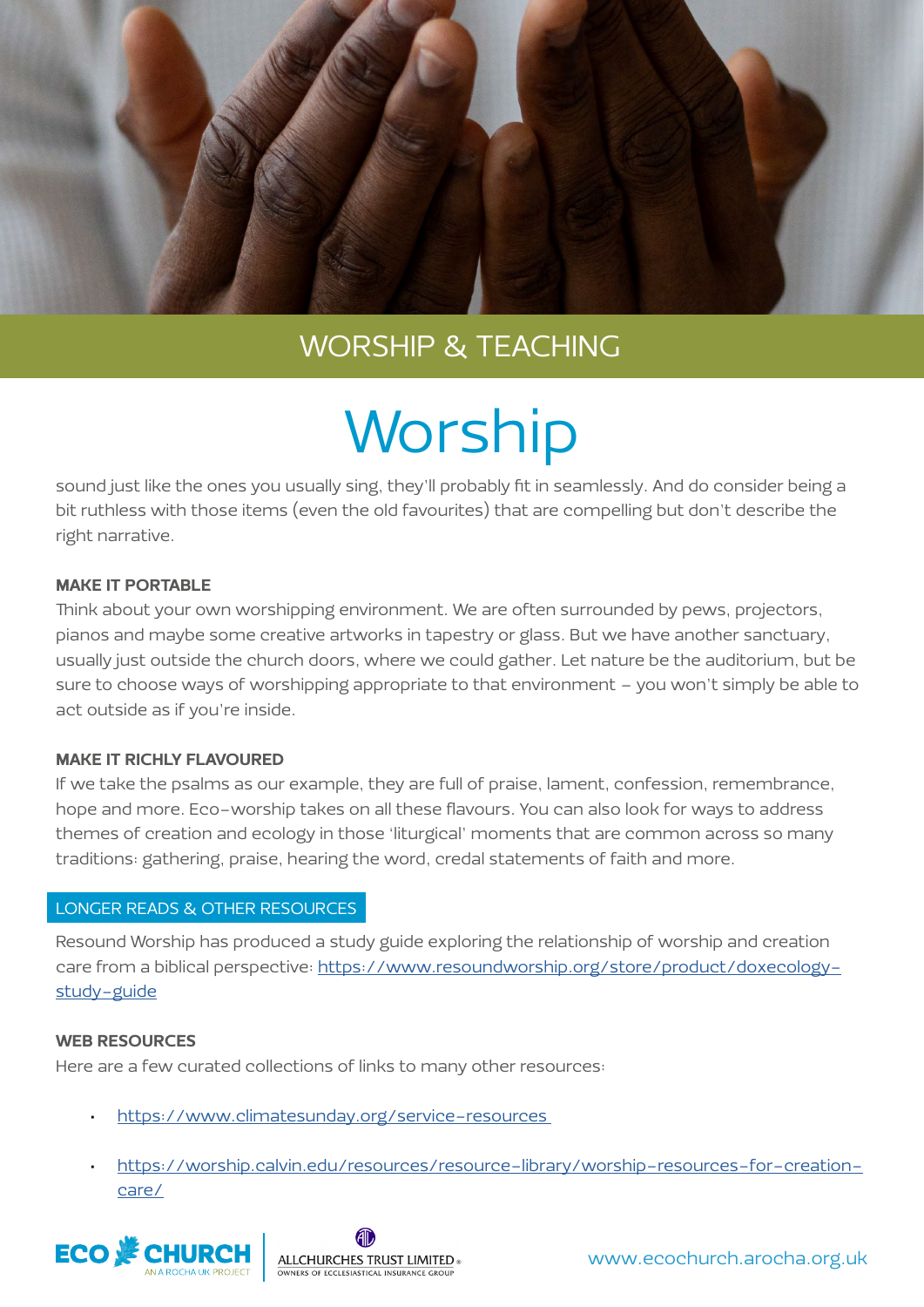WORSHIP & TEACHING

# Worship

sound just like the ones you usually sing, they'll probably fit in seamlessly. And do consider being a bit ruthless with those items (even the old favourites) that are compelling but don't describe the right narrative.

### MAKE IT PORTABLE

Think about your own worshipping environment. We are often surrounded by pews, projectors, pianos and maybe some creative artworks in tapestry or glass. But we have another sanctuary, usually just outside the church doors, where we could gather. Let nature be the auditorium, but be sure to choose ways of worshipping appropriate to that environment – you won't simply be able to act outside as if you're inside.

### MAKE IT RICHLY FLAVOURED

If we take the psalms as our example, they are full of praise, lament, confession, remembrance, hope and more. Eco-worship takes on all these flavours. You can also look for ways to address themes of creation and ecology in those 'liturgical' moments that are common across so many traditions: gathering, praise, hearing the word, credal statements of faith and more.

## LONGER READS & OTHER RESOURCES

Resound Worship has produced a study guide exploring the relationship of worship and creation care from a biblical perspective: https://www.resoundworship.org/store/product/doxecology-study-guide

### WEB RESOURCES

Here are a few curated collections of links to many other resources:

- https://www.climatesunday.org/service-resources
- https://worship.calvin.edu/resources/resource-library/worship-resources-for-creation-care/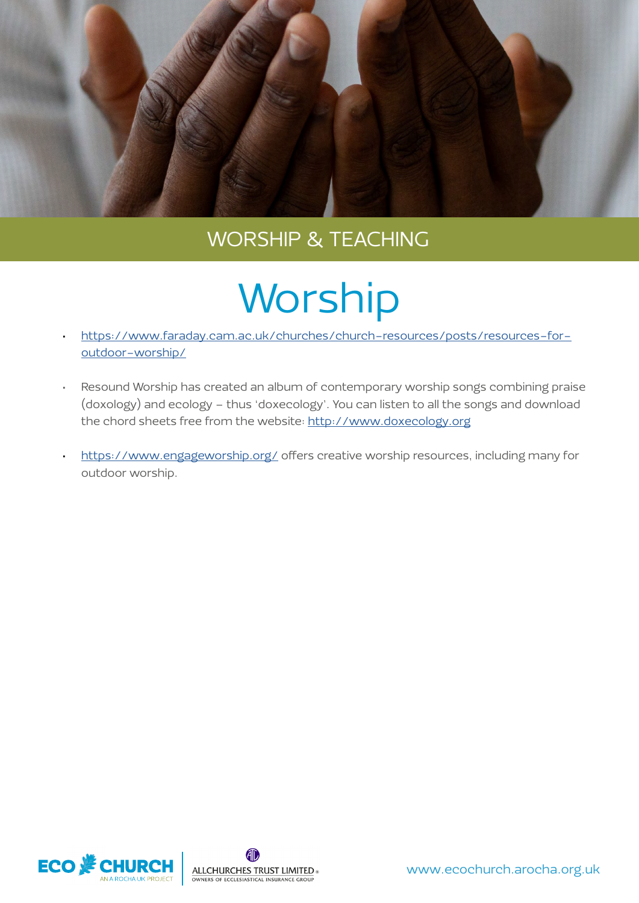WORSHIP & TEACHING

# Worship

- https://www.faraday.cam.ac.uk/churches/church-resources/posts/resources-for-outdoor-worship/
- Resound Worship has created an album of contemporary worship songs combining praise (doxology) and ecology – thus 'doxecology'. You can listen to all the songs and download the chord sheets free from the website: http://www.doxecology.org
- https://www.engageworship.org/ offers creative worship resources, including many for outdoor worship.